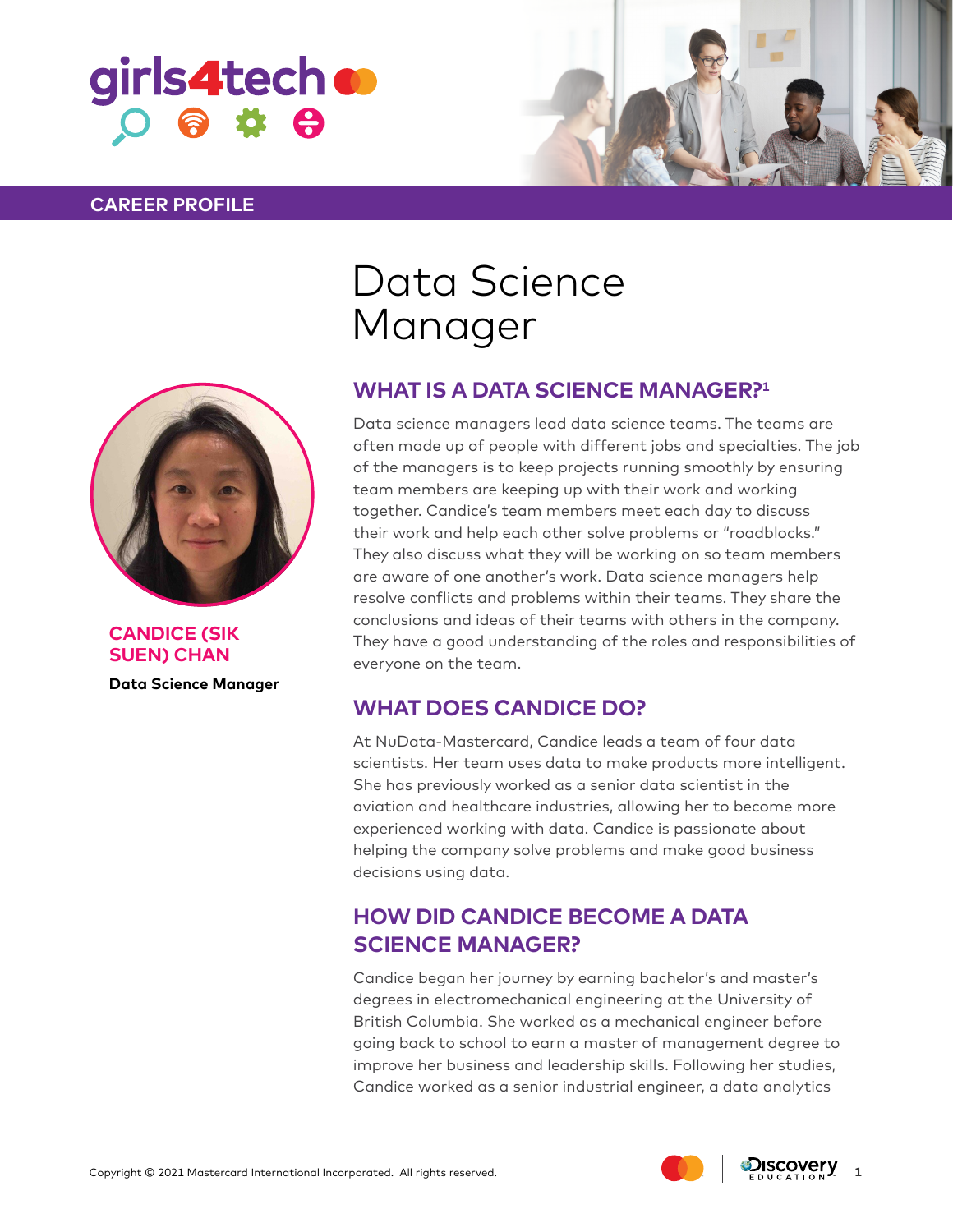girls4tech

CAREER PROFILE

# Data Science Manager

**CANDICE (SIK SUEN) CHAN**

**Data Science Manager**

## WHAT IS A DATA SCIENCE MANAGER?[1]

Data science managers lead data science teams. The teams are often made up of people with different jobs and specialties. The job of the managers is to keep projects running smoothly by ensuring team members are keeping up with their work and working together. Candice's team members meet each day to discuss their work and help each other solve problems or "roadblocks." They also discuss what they will be working on so team members are aware of one another's work. Data science managers help resolve conflicts and problems within their teams. They share the conclusions and ideas of their teams with others in the company. They have a good understanding of the roles and responsibilities of everyone on the team.

## WHAT DOES CANDICE DO?

At NuData-Mastercard, Candice leads a team of four data scientists. Her team uses data to make products more intelligent. She has previously worked as a senior data scientist in the aviation and healthcare industries, allowing her to become more experienced working with data. Candice is passionate about helping the company solve problems and make good business decisions using data.

## HOW DID CANDICE BECOME A DATA SCIENCE MANAGER?

Candice began her journey by earning bachelor's and master's degrees in electromechanical engineering at the University of British Columbia. She worked as a mechanical engineer before going back to school to earn a master of management degree to improve her business and leadership skills. Following her studies, Candice worked as a senior industrial engineer, a data analytics

Copyright © 2021 Mastercard International Incorporated. All rights reserved.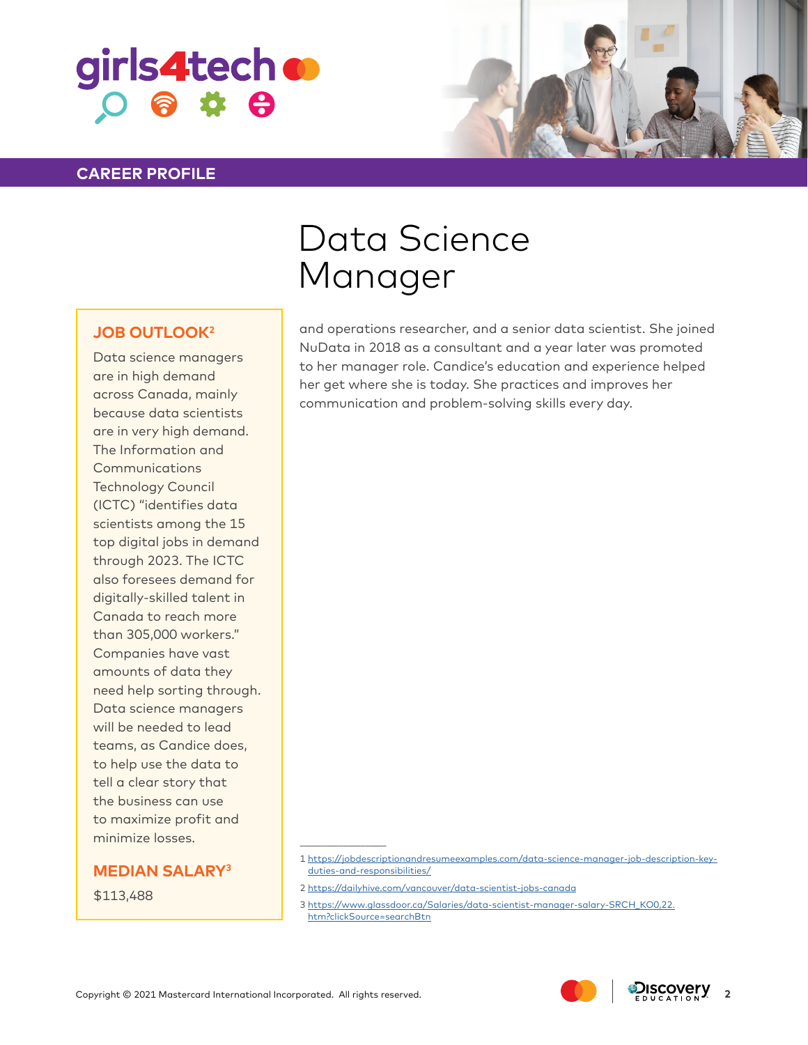**CAREER PROFILE**

# Data Science Manager

and operations researcher, and a senior data scientist. She joined NuData in 2018 as a consultant and a year later was promoted to her manager role. Candice's education and experience helped her get where she is today. She practices and improves her communication and problem-solving skills every day.

## JOB OUTLOOK[2]

Data science managers are in high demand across Canada, mainly because data scientists are in very high demand. The Information and Communications Technology Council (ICTC) "identifies data scientists among the 15 top digital jobs in demand through 2023. The ICTC also foresees demand for digitally-skilled talent in Canada to reach more than 305,000 workers." Companies have vast amounts of data they need help sorting through. Data science managers will be needed to lead teams, as Candice does, to help use the data to tell a clear story that the business can use to maximize profit and minimize losses.

## MEDIAN SALARY[3]

$113,488

---

1 https://jobdescriptionandresumeexamples.com/data-science-manager-job-description-key-duties-and-responsibilities/

2 https://dailyhive.com/vancouver/data-scientist-jobs-canada

3 https://www.glassdoor.ca/Salaries/data-scientist-manager-salary-SRCH_KO0,22.htm?clickSource=searchBtn

Copyright © 2021 Mastercard International Incorporated. All rights reserved.